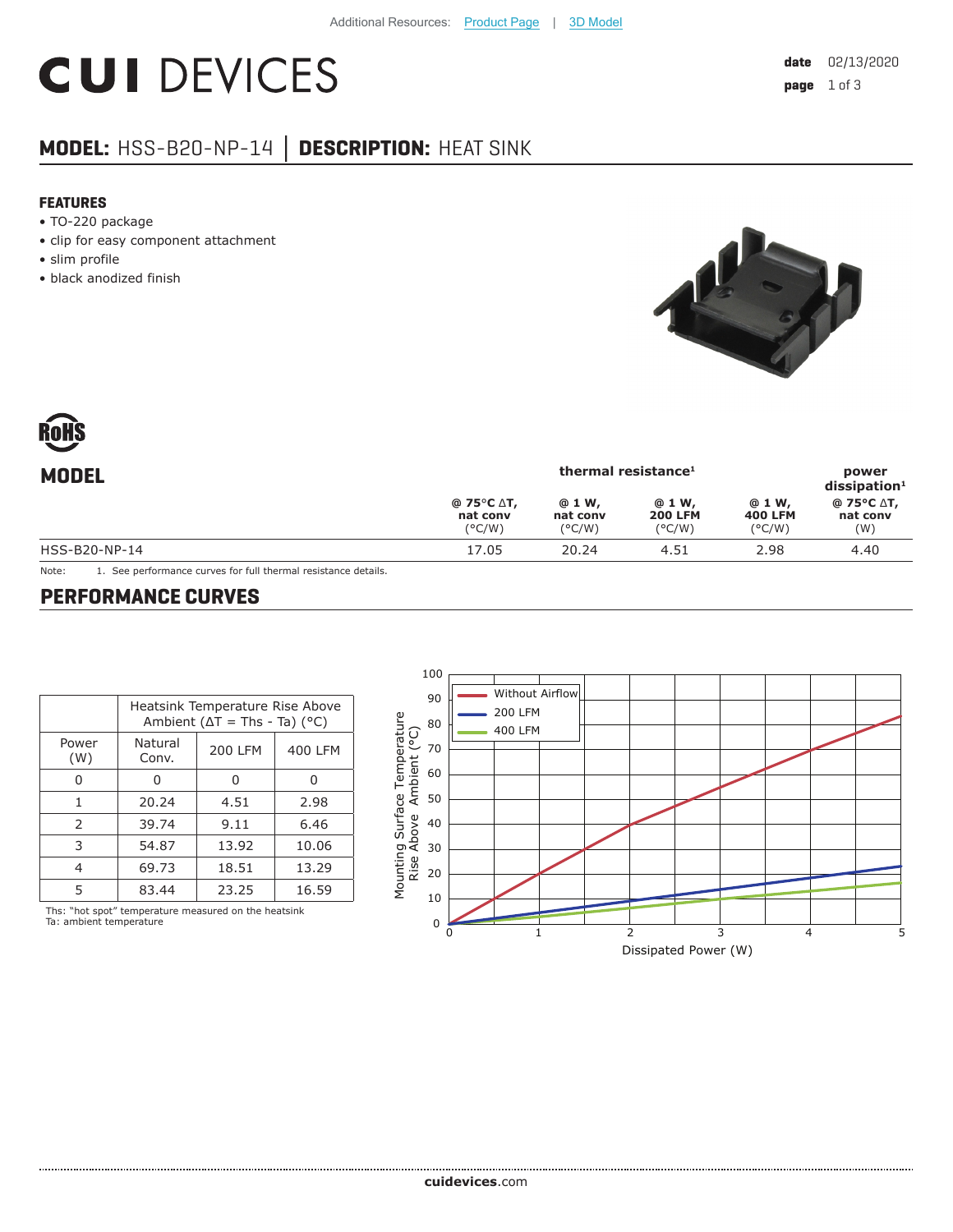Additional Resources: Product Page | 3D Model

# CUI DEVICES

**date** 02/13/2020

## MODEL: HSS-B20-NP-14 | DESCRIPTION: HEAT SINK

### FEATURES

- TO-220 package
- clip for easy component attachment
- slim profile
- black anodized finish

RoHS

## MODEL

| | thermal resistance[1] | | | | power dissipation[1] |
|---|---|---|---|---|---|
| | @ 75°C ΔT, nat conv (°C/W) | @ 1 W, nat conv (°C/W) | @ 1 W, 200 LFM (°C/W) | @ 1 W, 400 LFM (°C/W) | @ 75°C ΔT, nat conv (W) |
| HSS-B20-NP-14 | 17.05 | 20.24 | 4.51 | 2.98 | 4.40 |

Note: 1. See performance curves for full thermal resistance details.

## PERFORMANCE CURVES

| | Heatsink Temperature Rise Above Ambient (ΔT = Ths - Ta) (°C) | | |
|---|---|---|---|
| Power (W) | Natural Conv. | 200 LFM | 400 LFM |
| 0 | 0 | 0 | 0 |
| 1 | 20.24 | 4.51 | 2.98 |
| 2 | 39.74 | 9.11 | 6.46 |
| 3 | 54.87 | 13.92 | 10.06 |
| 4 | 69.73 | 18.51 | 13.29 |
| 5 | 83.44 | 23.25 | 16.59 |

Ths: "hot spot" temperature measured on the heatsink
Ta: ambient temperature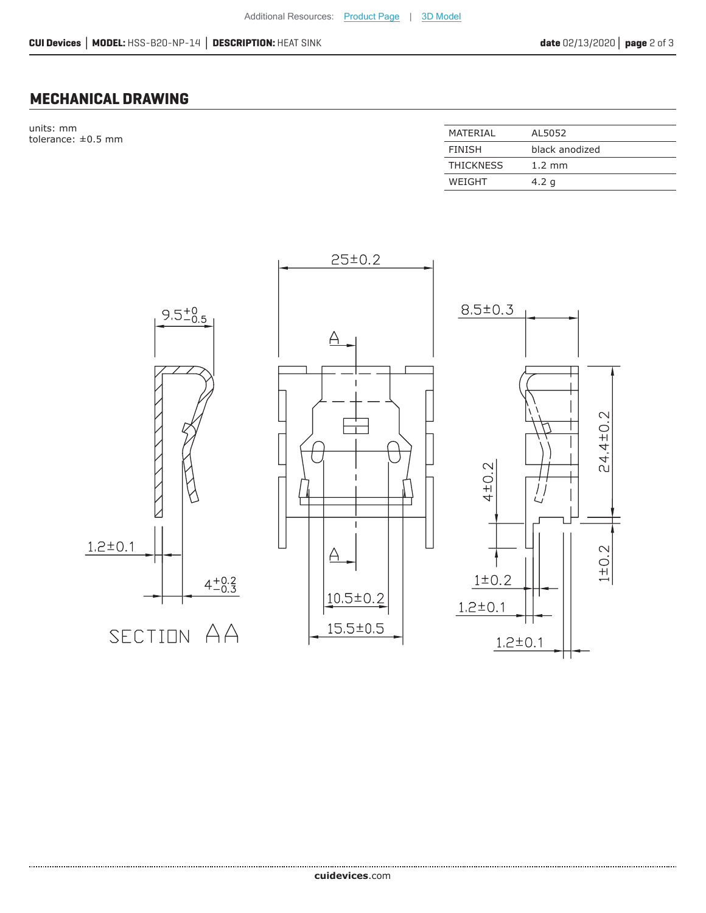## MECHANICAL DRAWING

units: mm
tolerance: ±0.5 mm

| MATERIAL | AL5052 |
|---|---|
| FINISH | black anodized |
| THICKNESS | 1.2 mm |
| WEIGHT | 4.2 g |

25±0.2

$9.5^{+0}_{-0.5}$

8.5±0.3

24.4±0.2

4±0.2

1.2±0.1

$4^{+0.2}_{-0.3}$

10.5±0.2

15.5±0.5

1±0.2

1.2±0.1

1.2±0.1

1±0.2

A

A

SECTION AA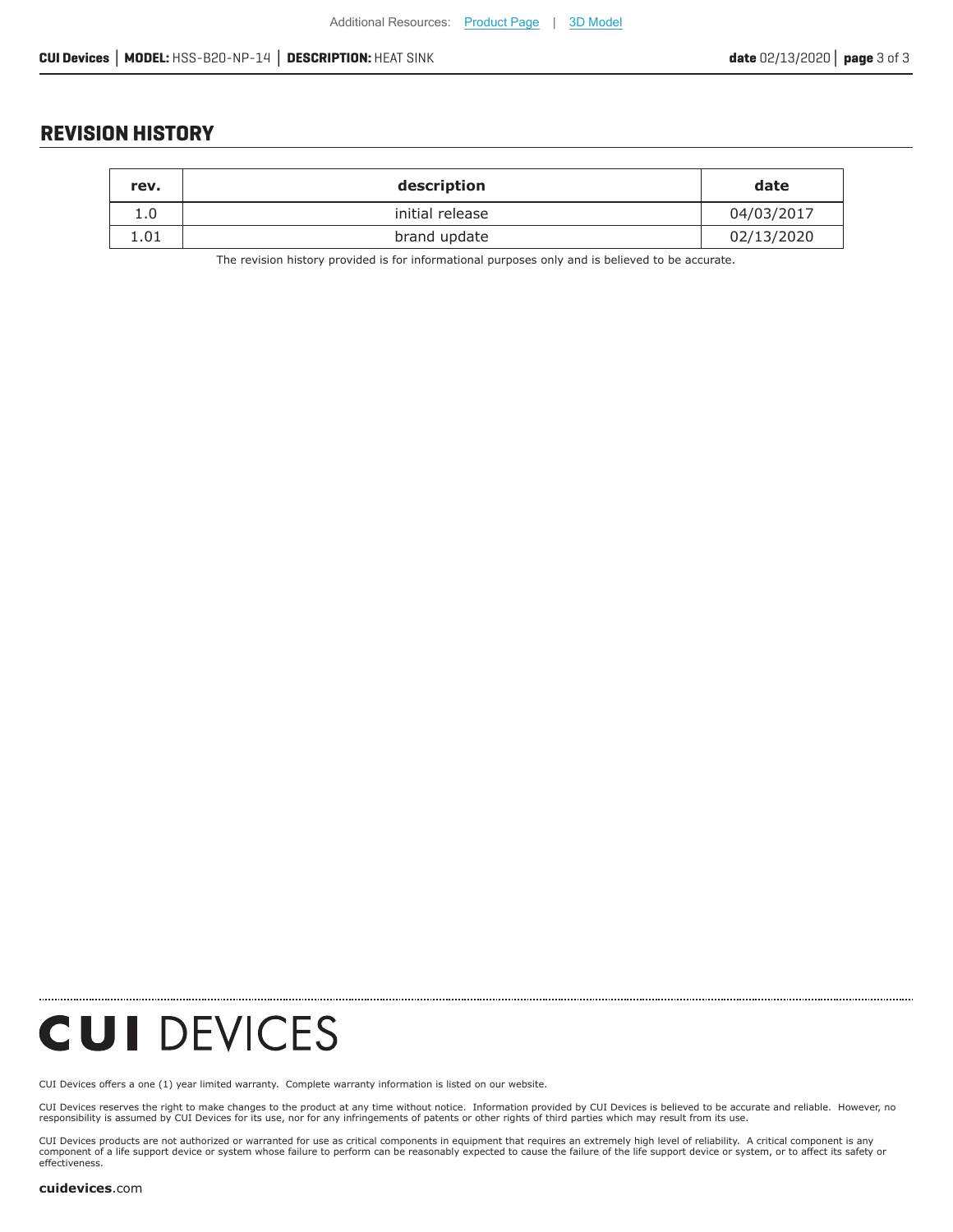## REVISION HISTORY

| rev. | description | date |
|---|---|---|
| 1.0 | initial release | 04/03/2017 |
| 1.01 | brand update | 02/13/2020 |

The revision history provided is for informational purposes only and is believed to be accurate.

CUI DEVICES

CUI Devices offers a one (1) year limited warranty. Complete warranty information is listed on our website.

CUI Devices reserves the right to make changes to the product at any time without notice. Information provided by CUI Devices is believed to be accurate and reliable. However, no responsibility is assumed by CUI Devices for its use, nor for any infringements of patents or other rights of third parties which may result from its use.

CUI Devices products are not authorized or warranted for use as critical components in equipment that requires an extremely high level of reliability. A critical component is any component of a life support device or system whose failure to perform can be reasonably expected to cause the failure of the life support device or system, or to affect its safety or effectiveness.

**cuidevices**.com